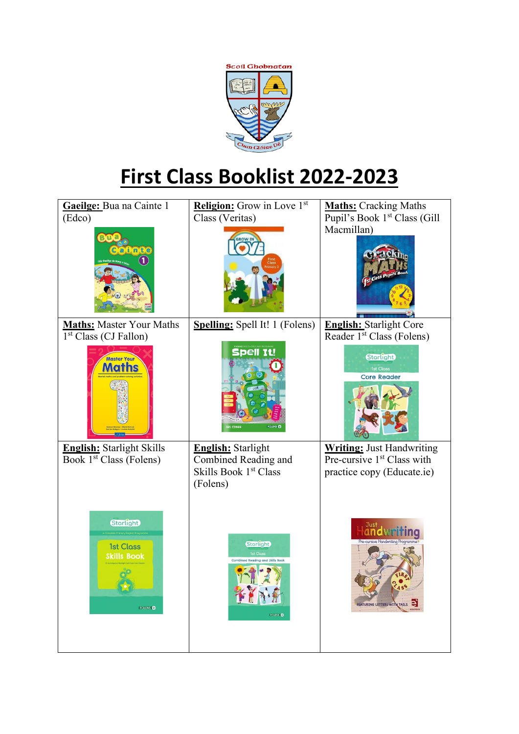Scoil Ghobnatan

Chun Glóire Dé

# First Class Booklist 2022-2023

| | | |
|---|---|---|
| **Gaeilge:** Bua na Cainte 1 (Edco) | **Religion:** Grow in Love 1st Class (Veritas) | **Maths:** Cracking Maths Pupil's Book 1st Class (Gill Macmillan) |
| **Maths:** Master Your Maths 1st Class (CJ Fallon) | **Spelling:** Spell It! 1 (Folens) | **English:** Starlight Core Reader 1st Class (Folens) |
| **English:** Starlight Skills Book 1st Class (Folens) | **English:** Starlight Combined Reading and Skills Book 1st Class (Folens) | **Writing:** Just Handwriting Pre-cursive 1st Class with practice copy (Educate.ie) |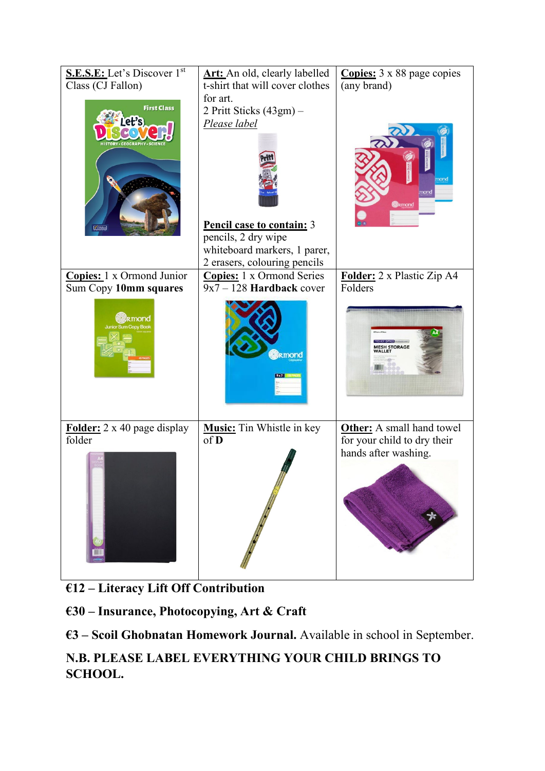| | | |
|---|---|---|
| **S.E.S.E:** Let's Discover 1st Class (CJ Fallon) | **Art:** An old, clearly labelled t-shirt that will cover clothes for art. 2 Pritt Sticks (43gm) – *Please label* **Pencil case to contain:** 3 pencils, 2 dry wipe whiteboard markers, 1 parer, 2 erasers, colouring pencils | **Copies:** 3 x 88 page copies (any brand) |
| **Copies:** 1 x Ormond Junior Sum Copy **10mm squares** | **Copies:** 1 x Ormond Series 9x7 – 128 **Hardback** cover | **Folder:** 2 x Plastic Zip A4 Folders |
| **Folder:** 2 x 40 page display folder | **Music:** Tin Whistle in key of **D** | **Other:** A small hand towel for your child to dry their hands after washing. |

**€12 – Literacy Lift Off Contribution**

**€30 – Insurance, Photocopying, Art & Craft**

**€3 – Scoil Ghobnatan Homework Journal.** Available in school in September.

**N.B. PLEASE LABEL EVERYTHING YOUR CHILD BRINGS TO SCHOOL.**